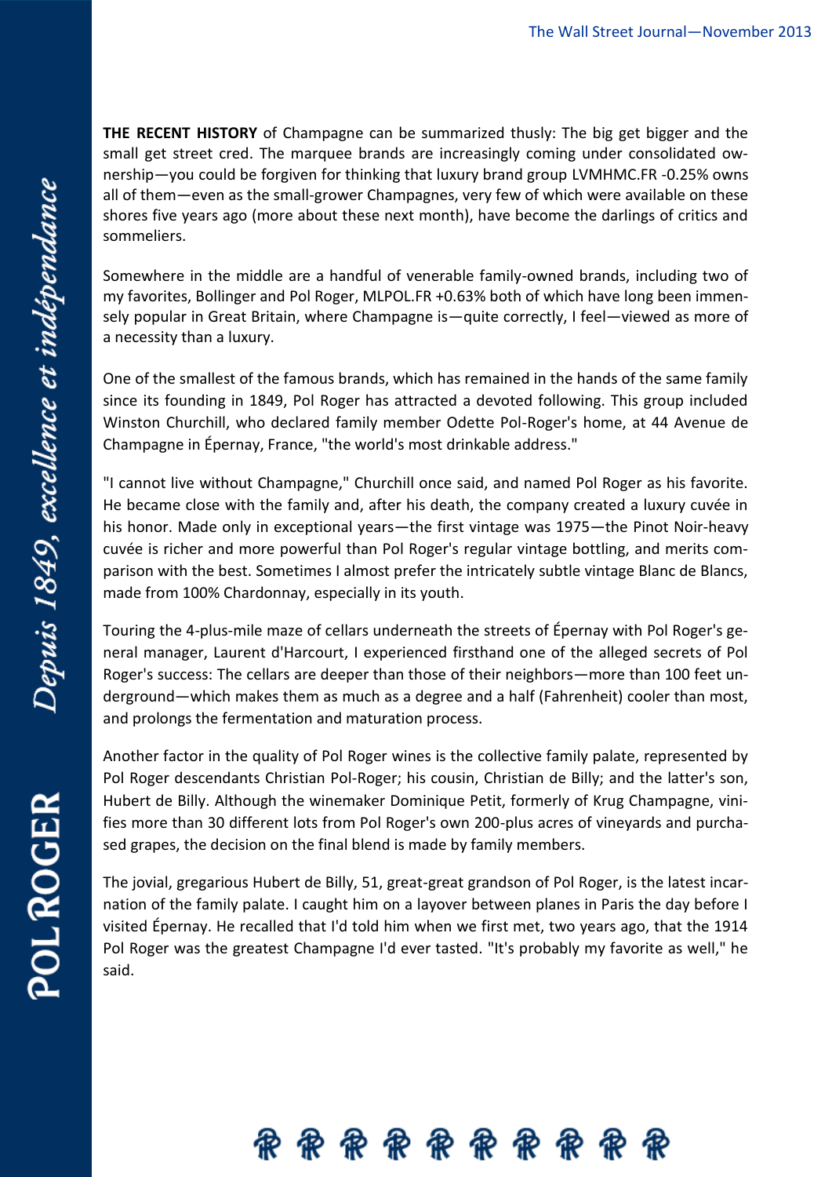**THE RECENT HISTORY** of Champagne can be summarized thusly: The big get bigger and the small get street cred. The marquee brands are increasingly coming under consolidated ownership—you could be forgiven for thinking that luxury brand group LVMHMC.FR -0.25% owns all of them—even as the small-grower Champagnes, very few of which were available on these shores five years ago (more about these next month), have become the darlings of critics and sommeliers.

Somewhere in the middle are a handful of venerable family-owned brands, including two of my favorites, Bollinger and Pol Roger, MLPOL.FR +0.63% both of which have long been immensely popular in Great Britain, where Champagne is—quite correctly, I feel—viewed as more of a necessity than a luxury.

One of the smallest of the famous brands, which has remained in the hands of the same family since its founding in 1849, Pol Roger has attracted a devoted following. This group included Winston Churchill, who declared family member Odette Pol-Roger's home, at 44 Avenue de Champagne in Épernay, France, "the world's most drinkable address."

"I cannot live without Champagne," Churchill once said, and named Pol Roger as his favorite. He became close with the family and, after his death, the company created a luxury cuvée in his honor. Made only in exceptional years—the first vintage was 1975—the Pinot Noir-heavy cuvée is richer and more powerful than Pol Roger's regular vintage bottling, and merits comparison with the best. Sometimes I almost prefer the intricately subtle vintage Blanc de Blancs, made from 100% Chardonnay, especially in its youth.

Touring the 4-plus-mile maze of cellars underneath the streets of Épernay with Pol Roger's general manager, Laurent d'Harcourt, I experienced firsthand one of the alleged secrets of Pol Roger's success: The cellars are deeper than those of their neighbors—more than 100 feet underground—which makes them as much as a degree and a half (Fahrenheit) cooler than most, and prolongs the fermentation and maturation process.

Another factor in the quality of Pol Roger wines is the collective family palate, represented by Pol Roger descendants Christian Pol-Roger; his cousin, Christian de Billy; and the latter's son, Hubert de Billy. Although the winemaker Dominique Petit, formerly of Krug Champagne, vinifies more than 30 different lots from Pol Roger's own 200-plus acres of vineyards and purchased grapes, the decision on the final blend is made by family members.

The jovial, gregarious Hubert de Billy, 51, great-great grandson of Pol Roger, is the latest incarnation of the family palate. I caught him on a layover between planes in Paris the day before I visited Épernay. He recalled that I'd told him when we first met, two years ago, that the 1914 Pol Roger was the greatest Champagne I'd ever tasted. "It's probably my favorite as well," he said.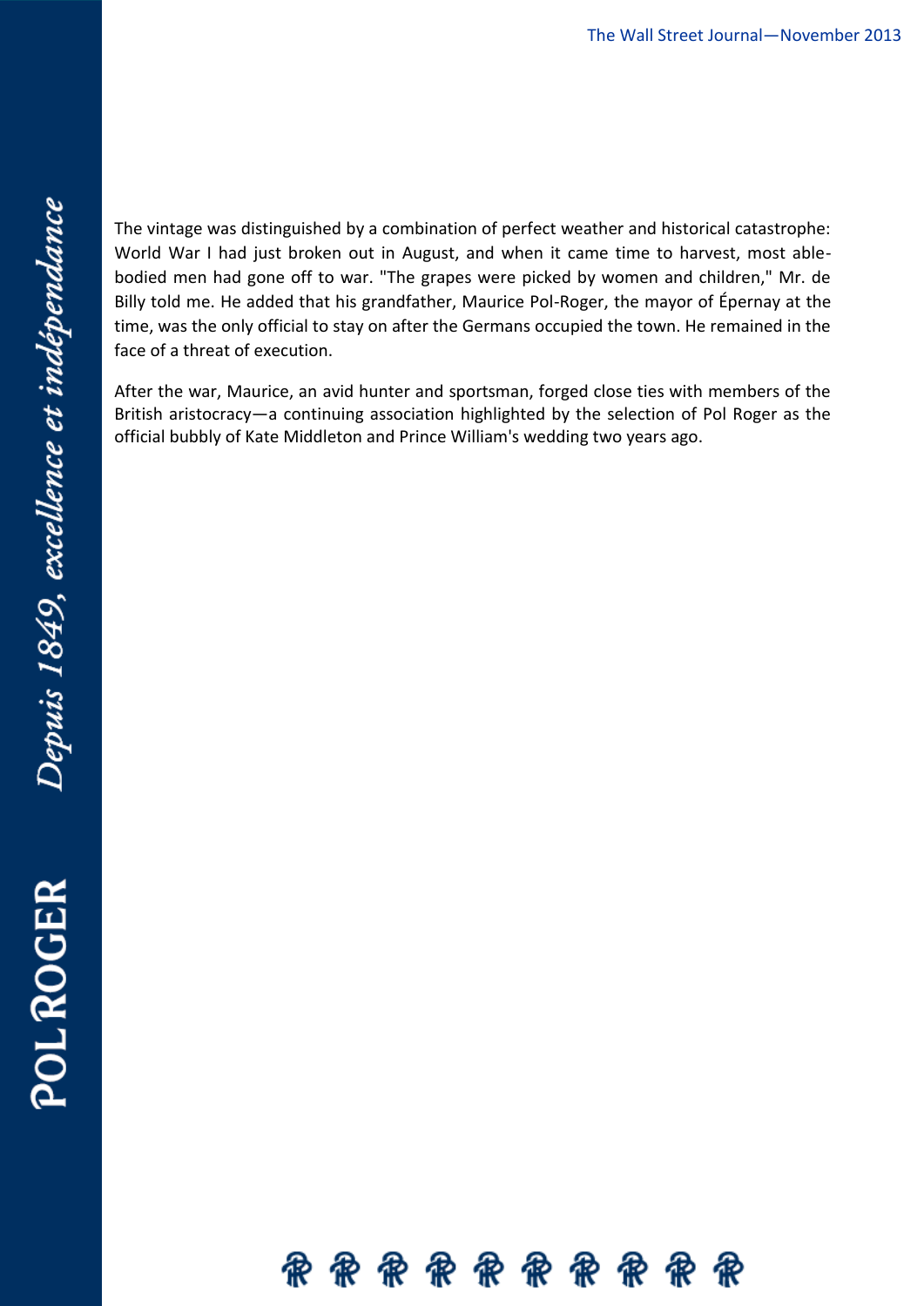The vintage was distinguished by a combination of perfect weather and historical catastrophe: World War I had just broken out in August, and when it came time to harvest, most able-bodied men had gone off to war. "The grapes were picked by women and children," Mr. de Billy told me. He added that his grandfather, Maurice Pol-Roger, the mayor of Épernay at the time, was the only official to stay on after the Germans occupied the town. He remained in the face of a threat of execution.

After the war, Maurice, an avid hunter and sportsman, forged close ties with members of the British aristocracy—a continuing association highlighted by the selection of Pol Roger as the official bubbly of Kate Middleton and Prince William's wedding two years ago.